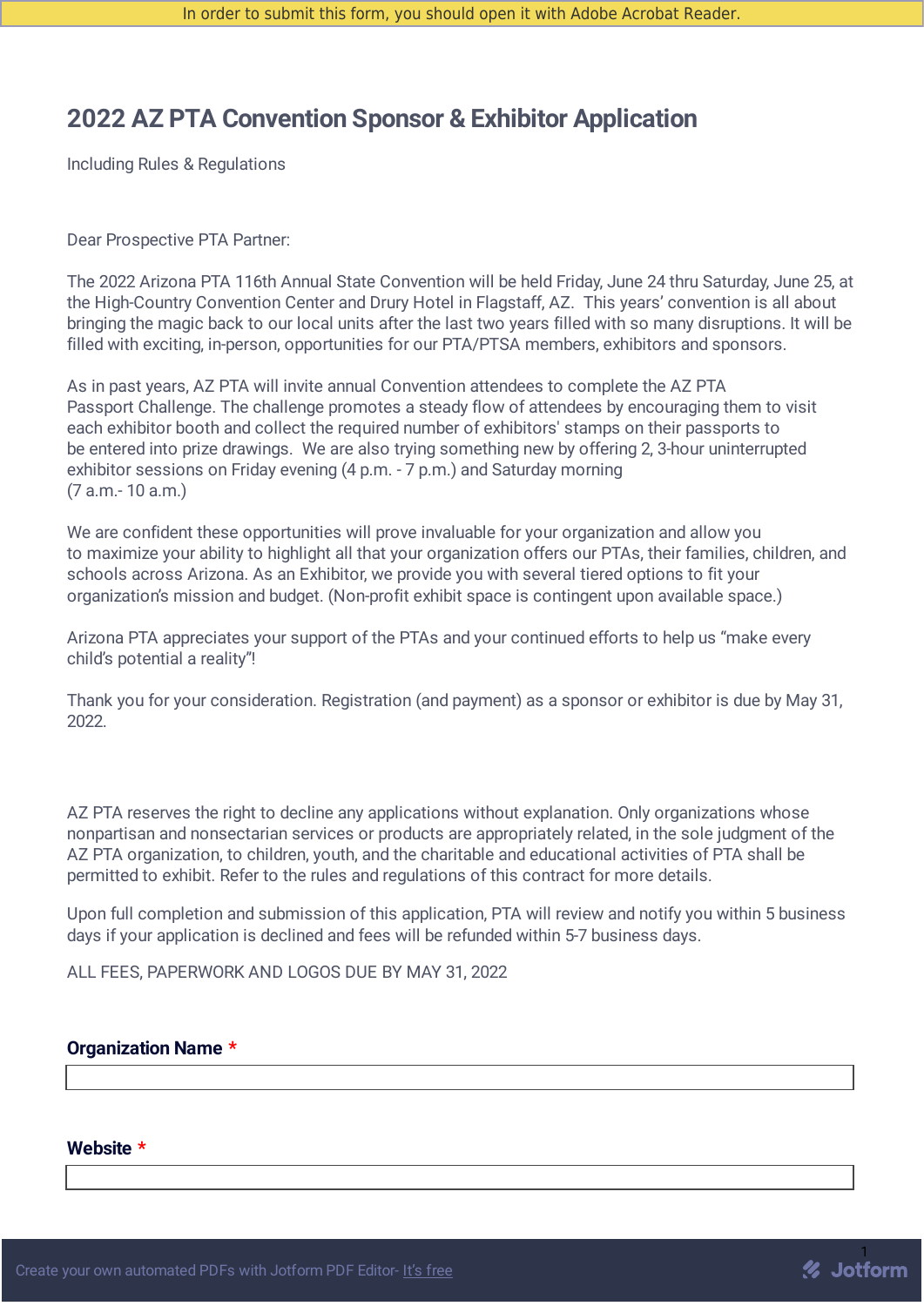In order to submit this form, you should open it with Adobe Acrobat Reader.

# 2022 AZ PTA Convention Sponsor & Exhibitor Application

Including Rules & Regulations

Dear Prospective PTA Partner:

The 2022 Arizona PTA 116th Annual State Convention will be held Friday, June 24 thru Saturday, June 25, at the High-Country Convention Center and Drury Hotel in Flagstaff, AZ. This years' convention is all about bringing the magic back to our local units after the last two years filled with so many disruptions. It will be filled with exciting, in-person, opportunities for our PTA/PTSA members, exhibitors and sponsors.

As in past years, AZ PTA will invite annual Convention attendees to complete the AZ PTA Passport Challenge. The challenge promotes a steady flow of attendees by encouraging them to visit each exhibitor booth and collect the required number of exhibitors' stamps on their passports to be entered into prize drawings. We are also trying something new by offering 2, 3-hour uninterrupted exhibitor sessions on Friday evening (4 p.m. - 7 p.m.) and Saturday morning (7 a.m.- 10 a.m.)

We are confident these opportunities will prove invaluable for your organization and allow you to maximize your ability to highlight all that your organization offers our PTAs, their families, children, and schools across Arizona. As an Exhibitor, we provide you with several tiered options to fit your organization's mission and budget. (Non-profit exhibit space is contingent upon available space.)

Arizona PTA appreciates your support of the PTAs and your continued efforts to help us "make every child's potential a reality"!

Thank you for your consideration. Registration (and payment) as a sponsor or exhibitor is due by May 31, 2022.

AZ PTA reserves the right to decline any applications without explanation. Only organizations whose nonpartisan and nonsectarian services or products are appropriately related, in the sole judgment of the AZ PTA organization, to children, youth, and the charitable and educational activities of PTA shall be permitted to exhibit. Refer to the rules and regulations of this contract for more details.

Upon full completion and submission of this application, PTA will review and notify you within 5 business days if your application is declined and fees will be refunded within 5-7 business days.

ALL FEES, PAPERWORK AND LOGOS DUE BY MAY 31, 2022

**Organization Name** *

______________________________

**Website** *

______________________________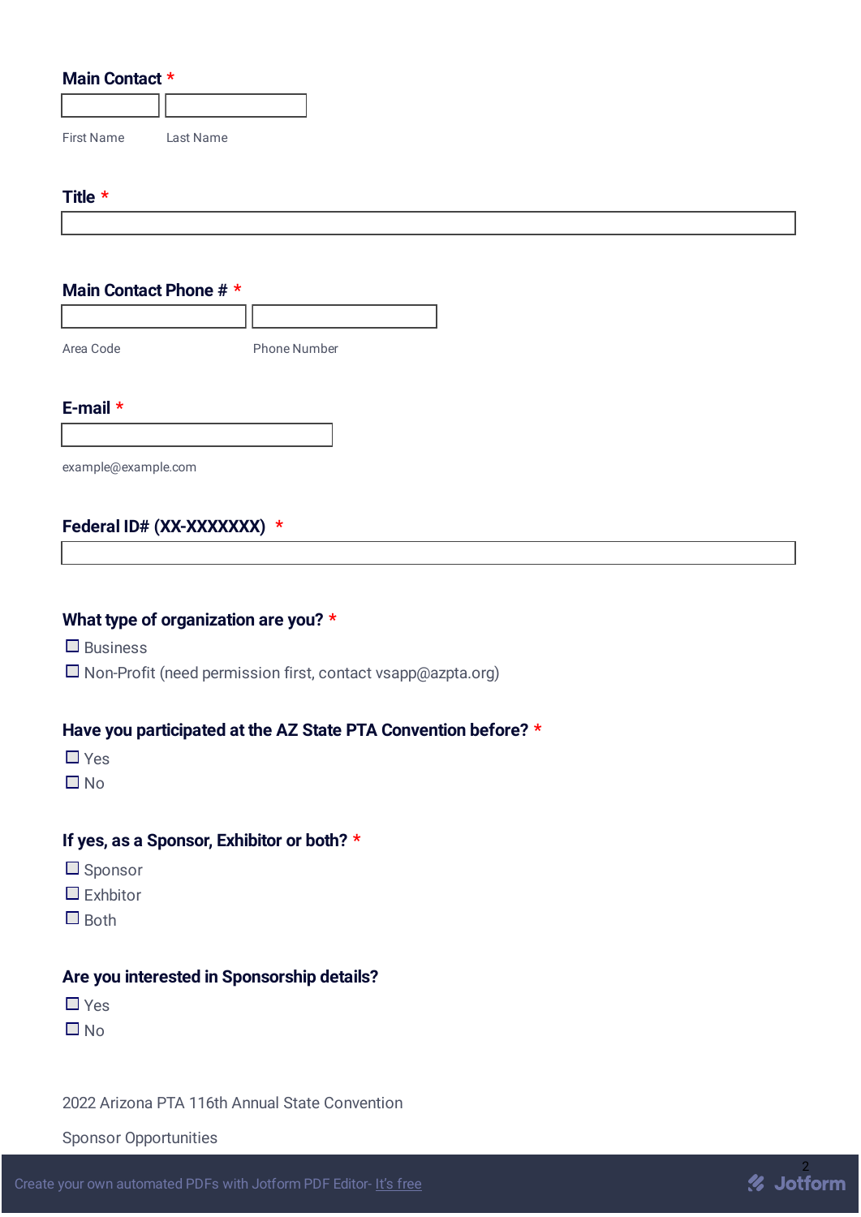**Main Contact** *

First Name | Last Name

**Title** *

**Main Contact Phone #** *

Area Code | Phone Number

**E-mail** *

example@example.com

**Federal ID# (XX-XXXXXXX)** *

**What type of organization are you?** *

- ☐ Business
- ☐ Non-Profit (need permission first, contact vsapp@azpta.org)

**Have you participated at the AZ State PTA Convention before?** *

- ☐ Yes
- ☐ No

**If yes, as a Sponsor, Exhibitor or both?** *

- ☐ Sponsor
- ☐ Exhbitor
- ☐ Both

**Are you interested in Sponsorship details?**

- ☐ Yes
- ☐ No

2022 Arizona PTA 116th Annual State Convention

Sponsor Opportunities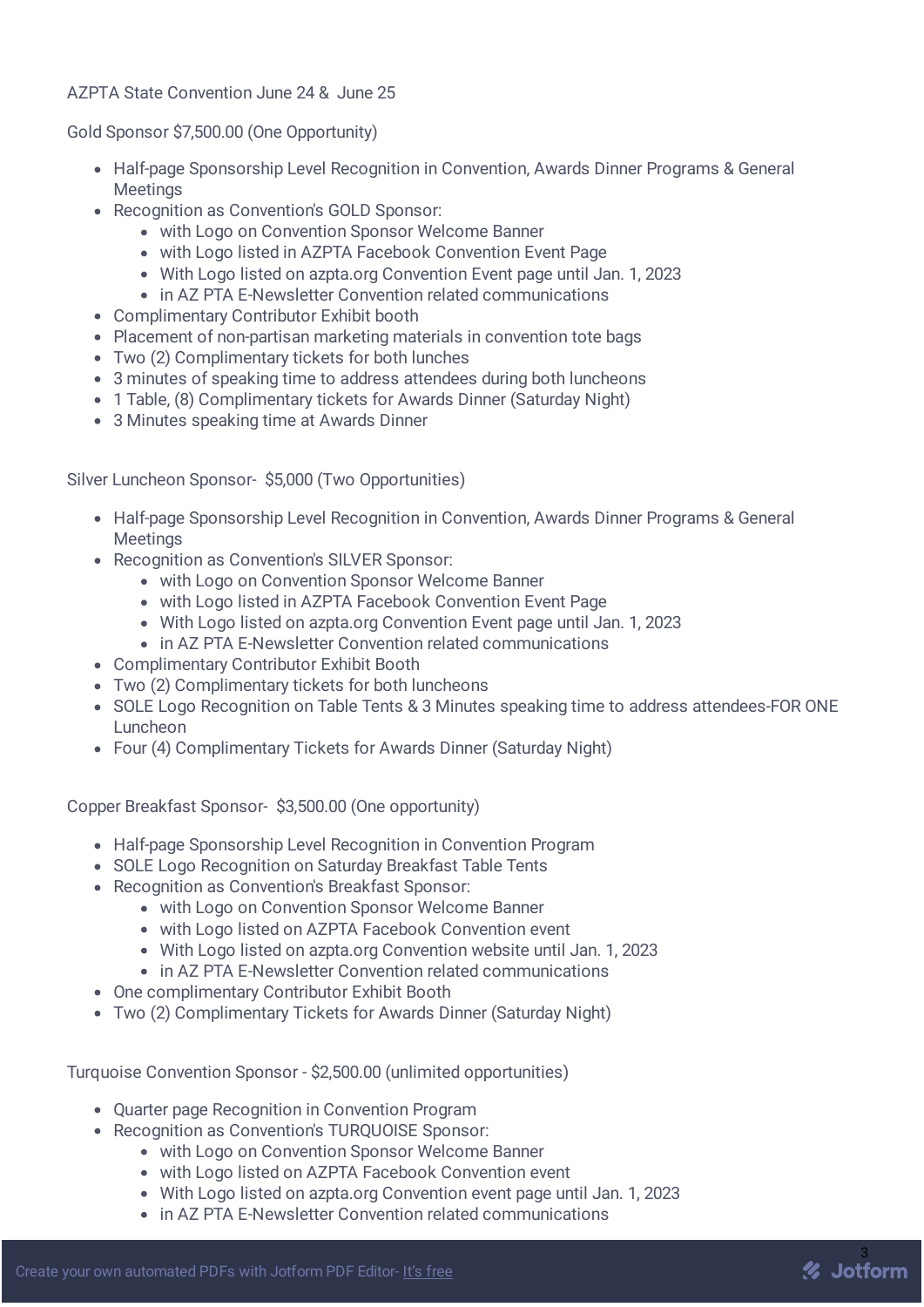AZPTA State Convention June 24 & June 25

Gold Sponsor $7,500.00 (One Opportunity)

- Half-page Sponsorship Level Recognition in Convention, Awards Dinner Programs & General Meetings
- Recognition as Convention's GOLD Sponsor:
  - with Logo on Convention Sponsor Welcome Banner
  - with Logo listed in AZPTA Facebook Convention Event Page
  - With Logo listed on azpta.org Convention Event page until Jan. 1, 2023
  - in AZ PTA E-Newsletter Convention related communications
- Complimentary Contributor Exhibit booth
- Placement of non-partisan marketing materials in convention tote bags
- Two (2) Complimentary tickets for both lunches
- 3 minutes of speaking time to address attendees during both luncheons
- 1 Table, (8) Complimentary tickets for Awards Dinner (Saturday Night)
- 3 Minutes speaking time at Awards Dinner

Silver Luncheon Sponsor- $5,000 (Two Opportunities)

- Half-page Sponsorship Level Recognition in Convention, Awards Dinner Programs & General Meetings
- Recognition as Convention's SILVER Sponsor:
  - with Logo on Convention Sponsor Welcome Banner
  - with Logo listed in AZPTA Facebook Convention Event Page
  - With Logo listed on azpta.org Convention Event page until Jan. 1, 2023
  - in AZ PTA E-Newsletter Convention related communications
- Complimentary Contributor Exhibit Booth
- Two (2) Complimentary tickets for both luncheons
- SOLE Logo Recognition on Table Tents & 3 Minutes speaking time to address attendees-FOR ONE Luncheon
- Four (4) Complimentary Tickets for Awards Dinner (Saturday Night)

Copper Breakfast Sponsor- $3,500.00 (One opportunity)

- Half-page Sponsorship Level Recognition in Convention Program
- SOLE Logo Recognition on Saturday Breakfast Table Tents
- Recognition as Convention's Breakfast Sponsor:
  - with Logo on Convention Sponsor Welcome Banner
  - with Logo listed on AZPTA Facebook Convention event
  - With Logo listed on azpta.org Convention website until Jan. 1, 2023
  - in AZ PTA E-Newsletter Convention related communications
- One complimentary Contributor Exhibit Booth
- Two (2) Complimentary Tickets for Awards Dinner (Saturday Night)

Turquoise Convention Sponsor - $2,500.00 (unlimited opportunities)

- Quarter page Recognition in Convention Program
- Recognition as Convention's TURQUOISE Sponsor:
  - with Logo on Convention Sponsor Welcome Banner
  - with Logo listed on AZPTA Facebook Convention event
  - With Logo listed on azpta.org Convention event page until Jan. 1, 2023
  - in AZ PTA E-Newsletter Convention related communications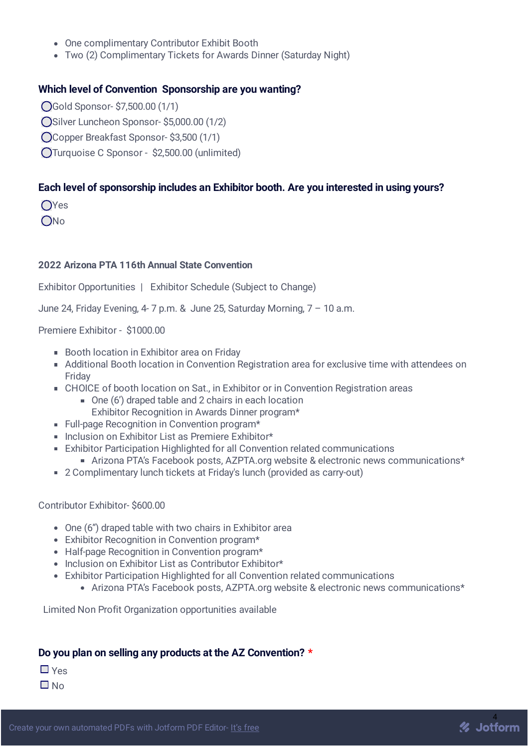- One complimentary Contributor Exhibit Booth
- Two (2) Complimentary Tickets for Awards Dinner (Saturday Night)

### Which level of Convention Sponsorship are you wanting?

- ◯ Gold Sponsor- $7,500.00 (1/1)
- ◯ Silver Luncheon Sponsor- $5,000.00 (1/2)
- ◯ Copper Breakfast Sponsor- $3,500 (1/1)
- ◯ Turquoise C Sponsor - $2,500.00 (unlimited)

### Each level of sponsorship includes an Exhibitor booth. Are you interested in using yours?

- ◯ Yes
- ◯ No

**2022 Arizona PTA 116th Annual State Convention**

Exhibitor Opportunities | Exhibitor Schedule (Subject to Change)

June 24, Friday Evening, 4- 7 p.m. & June 25, Saturday Morning, 7 – 10 a.m.

Premiere Exhibitor - $1000.00

- Booth location in Exhibitor area on Friday
- Additional Booth location in Convention Registration area for exclusive time with attendees on Friday
- CHOICE of booth location on Sat., in Exhibitor or in Convention Registration areas
    - One (6') draped table and 2 chairs in each location
      Exhibitor Recognition in Awards Dinner program*
- Full-page Recognition in Convention program*
- Inclusion on Exhibitor List as Premiere Exhibitor*
- Exhibitor Participation Highlighted for all Convention related communications
    - Arizona PTA's Facebook posts, AZPTA.org website & electronic news communications*
- 2 Complimentary lunch tickets at Friday's lunch (provided as carry-out)

Contributor Exhibitor- $600.00

- One (6") draped table with two chairs in Exhibitor area
- Exhibitor Recognition in Convention program*
- Half-page Recognition in Convention program*
- Inclusion on Exhibitor List as Contributor Exhibitor*
- Exhibitor Participation Highlighted for all Convention related communications
    - Arizona PTA's Facebook posts, AZPTA.org website & electronic news communications*

Limited Non Profit Organization opportunities available

### Do you plan on selling any products at the AZ Convention? *

- ☐ Yes
- ☐ No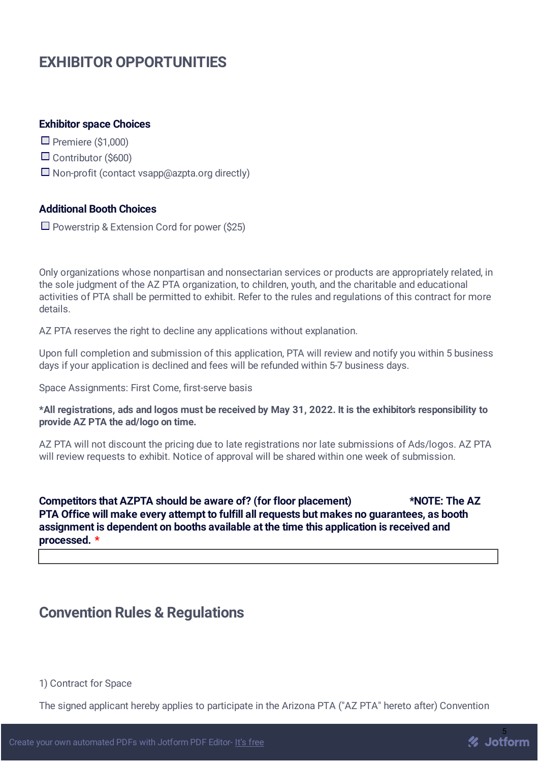# EXHIBITOR OPPORTUNITIES

### Exhibitor space Choices

- ☐ Premiere ($1,000)
- ☐ Contributor ($600)
- ☐ Non-profit (contact vsapp@azpta.org directly)

### Additional Booth Choices

- ☐ Powerstrip & Extension Cord for power ($25)

Only organizations whose nonpartisan and nonsectarian services or products are appropriately related, in the sole judgment of the AZ PTA organization, to children, youth, and the charitable and educational activities of PTA shall be permitted to exhibit. Refer to the rules and regulations of this contract for more details.

AZ PTA reserves the right to decline any applications without explanation.

Upon full completion and submission of this application, PTA will review and notify you within 5 business days if your application is declined and fees will be refunded within 5-7 business days.

Space Assignments: First Come, first-serve basis

**\*All registrations, ads and logos must be received by May 31, 2022. It is the exhibitor's responsibility to provide AZ PTA the ad/logo on time.**

AZ PTA will not discount the pricing due to late registrations nor late submissions of Ads/logos. AZ PTA will review requests to exhibit. Notice of approval will be shared within one week of submission.

**Competitors that AZPTA should be aware of? (for floor placement) \*NOTE: The AZ PTA Office will make every attempt to fulfill all requests but makes no guarantees, as booth assignment is dependent on booths available at the time this application is received and processed. \***

## Convention Rules & Regulations

1) Contract for Space

The signed applicant hereby applies to participate in the Arizona PTA ("AZ PTA" hereto after) Convention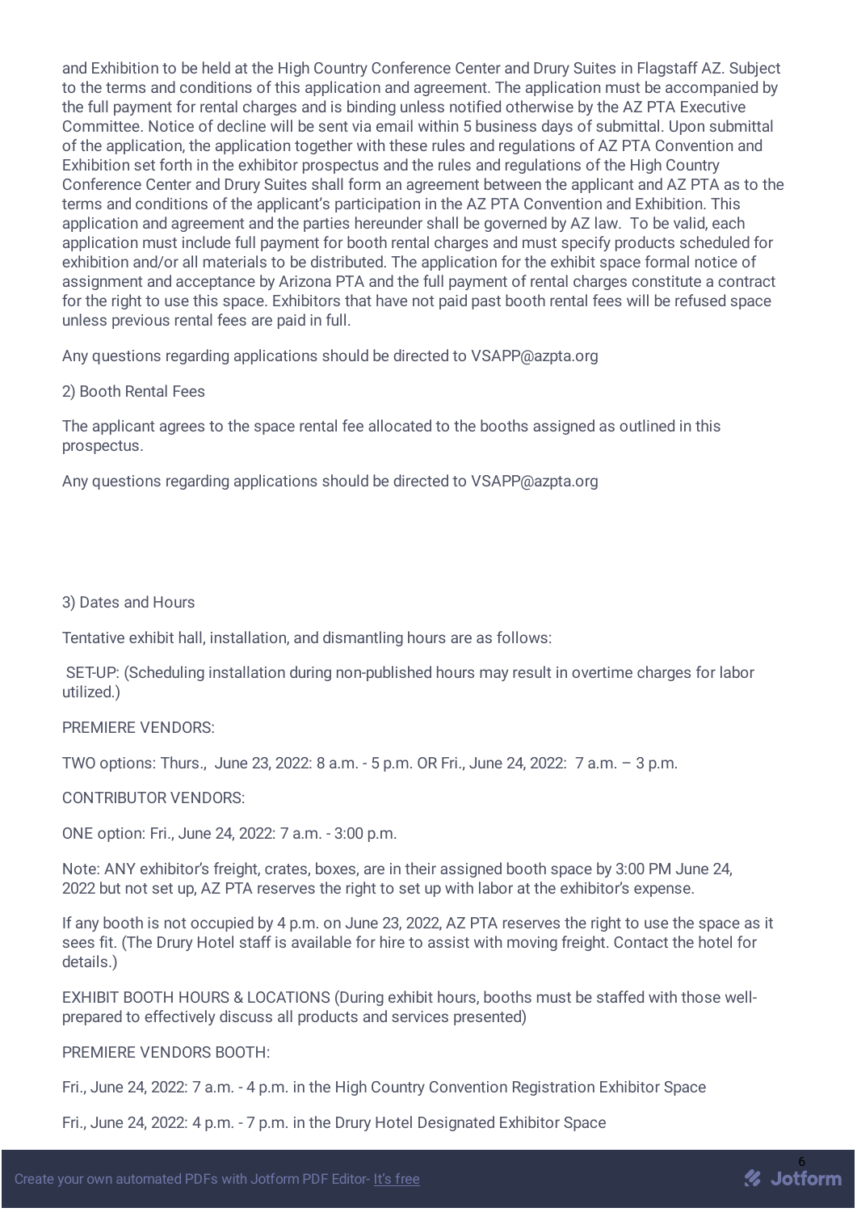and Exhibition to be held at the High Country Conference Center and Drury Suites in Flagstaff AZ. Subject to the terms and conditions of this application and agreement. The application must be accompanied by the full payment for rental charges and is binding unless notified otherwise by the AZ PTA Executive Committee. Notice of decline will be sent via email within 5 business days of submittal. Upon submittal of the application, the application together with these rules and regulations of AZ PTA Convention and Exhibition set forth in the exhibitor prospectus and the rules and regulations of the High Country Conference Center and Drury Suites shall form an agreement between the applicant and AZ PTA as to the terms and conditions of the applicant's participation in the AZ PTA Convention and Exhibition. This application and agreement and the parties hereunder shall be governed by AZ law. To be valid, each application must include full payment for booth rental charges and must specify products scheduled for exhibition and/or all materials to be distributed. The application for the exhibit space formal notice of assignment and acceptance by Arizona PTA and the full payment of rental charges constitute a contract for the right to use this space. Exhibitors that have not paid past booth rental fees will be refused space unless previous rental fees are paid in full.

Any questions regarding applications should be directed to VSAPP@azpta.org

2) Booth Rental Fees

The applicant agrees to the space rental fee allocated to the booths assigned as outlined in this prospectus.

Any questions regarding applications should be directed to VSAPP@azpta.org

3) Dates and Hours

Tentative exhibit hall, installation, and dismantling hours are as follows:

SET-UP: (Scheduling installation during non-published hours may result in overtime charges for labor utilized.)

PREMIERE VENDORS:

TWO options: Thurs., June 23, 2022: 8 a.m. - 5 p.m. OR Fri., June 24, 2022: 7 a.m. – 3 p.m.

CONTRIBUTOR VENDORS:

ONE option: Fri., June 24, 2022: 7 a.m. - 3:00 p.m.

Note: ANY exhibitor's freight, crates, boxes, are in their assigned booth space by 3:00 PM June 24, 2022 but not set up, AZ PTA reserves the right to set up with labor at the exhibitor's expense.

If any booth is not occupied by 4 p.m. on June 23, 2022, AZ PTA reserves the right to use the space as it sees fit. (The Drury Hotel staff is available for hire to assist with moving freight. Contact the hotel for details.)

EXHIBIT BOOTH HOURS & LOCATIONS (During exhibit hours, booths must be staffed with those well-prepared to effectively discuss all products and services presented)

PREMIERE VENDORS BOOTH:

Fri., June 24, 2022: 7 a.m. - 4 p.m. in the High Country Convention Registration Exhibitor Space

Fri., June 24, 2022: 4 p.m. - 7 p.m. in the Drury Hotel Designated Exhibitor Space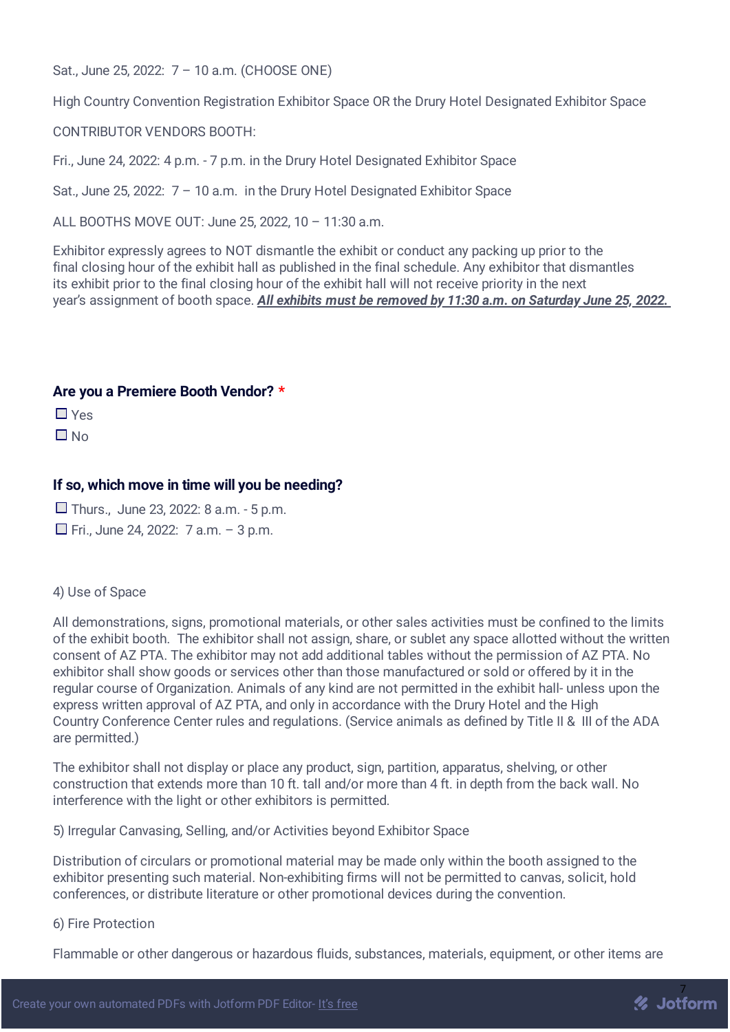Sat., June 25, 2022: 7 – 10 a.m. (CHOOSE ONE)

High Country Convention Registration Exhibitor Space OR the Drury Hotel Designated Exhibitor Space

CONTRIBUTOR VENDORS BOOTH:

Fri., June 24, 2022: 4 p.m. - 7 p.m. in the Drury Hotel Designated Exhibitor Space

Sat., June 25, 2022: 7 – 10 a.m. in the Drury Hotel Designated Exhibitor Space

ALL BOOTHS MOVE OUT: June 25, 2022, 10 – 11:30 a.m.

Exhibitor expressly agrees to NOT dismantle the exhibit or conduct any packing up prior to the final closing hour of the exhibit hall as published in the final schedule. Any exhibitor that dismantles its exhibit prior to the final closing hour of the exhibit hall will not receive priority in the next year's assignment of booth space. ***All exhibits must be removed by 11:30 a.m. on Saturday June 25, 2022.***

**Are you a Premiere Booth Vendor? \***

☐ Yes

☐ No

**If so, which move in time will you be needing?**

☐ Thurs., June 23, 2022: 8 a.m. - 5 p.m.

☐ Fri., June 24, 2022: 7 a.m. – 3 p.m.

4) Use of Space

All demonstrations, signs, promotional materials, or other sales activities must be confined to the limits of the exhibit booth. The exhibitor shall not assign, share, or sublet any space allotted without the written consent of AZ PTA. The exhibitor may not add additional tables without the permission of AZ PTA. No exhibitor shall show goods or services other than those manufactured or sold or offered by it in the regular course of Organization. Animals of any kind are not permitted in the exhibit hall- unless upon the express written approval of AZ PTA, and only in accordance with the Drury Hotel and the High Country Conference Center rules and regulations. (Service animals as defined by Title II & III of the ADA are permitted.)

The exhibitor shall not display or place any product, sign, partition, apparatus, shelving, or other construction that extends more than 10 ft. tall and/or more than 4 ft. in depth from the back wall. No interference with the light or other exhibitors is permitted.

5) Irregular Canvasing, Selling, and/or Activities beyond Exhibitor Space

Distribution of circulars or promotional material may be made only within the booth assigned to the exhibitor presenting such material. Non-exhibiting firms will not be permitted to canvas, solicit, hold conferences, or distribute literature or other promotional devices during the convention.

6) Fire Protection

Flammable or other dangerous or hazardous fluids, substances, materials, equipment, or other items are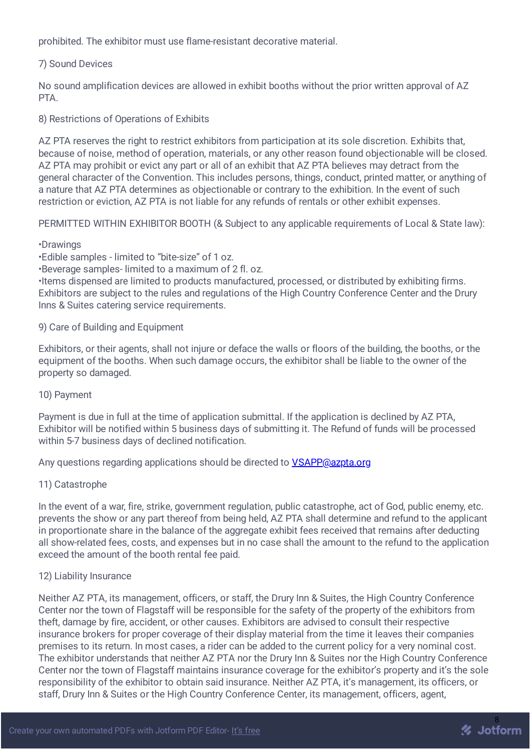prohibited. The exhibitor must use flame-resistant decorative material.

7) Sound Devices

No sound amplification devices are allowed in exhibit booths without the prior written approval of AZ PTA.

8) Restrictions of Operations of Exhibits

AZ PTA reserves the right to restrict exhibitors from participation at its sole discretion. Exhibits that, because of noise, method of operation, materials, or any other reason found objectionable will be closed. AZ PTA may prohibit or evict any part or all of an exhibit that AZ PTA believes may detract from the general character of the Convention. This includes persons, things, conduct, printed matter, or anything of a nature that AZ PTA determines as objectionable or contrary to the exhibition. In the event of such restriction or eviction, AZ PTA is not liable for any refunds of rentals or other exhibit expenses.

PERMITTED WITHIN EXHIBITOR BOOTH (& Subject to any applicable requirements of Local & State law):

•Drawings
•Edible samples - limited to "bite-size" of 1 oz.
•Beverage samples- limited to a maximum of 2 fl. oz.
•Items dispensed are limited to products manufactured, processed, or distributed by exhibiting firms. Exhibitors are subject to the rules and regulations of the High Country Conference Center and the Drury Inns & Suites catering service requirements.

9) Care of Building and Equipment

Exhibitors, or their agents, shall not injure or deface the walls or floors of the building, the booths, or the equipment of the booths. When such damage occurs, the exhibitor shall be liable to the owner of the property so damaged.

10) Payment

Payment is due in full at the time of application submittal. If the application is declined by AZ PTA, Exhibitor will be notified within 5 business days of submitting it. The Refund of funds will be processed within 5-7 business days of declined notification.

Any questions regarding applications should be directed to VSAPP@azpta.org

11) Catastrophe

In the event of a war, fire, strike, government regulation, public catastrophe, act of God, public enemy, etc. prevents the show or any part thereof from being held, AZ PTA shall determine and refund to the applicant in proportionate share in the balance of the aggregate exhibit fees received that remains after deducting all show-related fees, costs, and expenses but in no case shall the amount to the refund to the application exceed the amount of the booth rental fee paid.

12) Liability Insurance

Neither AZ PTA, its management, officers, or staff, the Drury Inn & Suites, the High Country Conference Center nor the town of Flagstaff will be responsible for the safety of the property of the exhibitors from theft, damage by fire, accident, or other causes. Exhibitors are advised to consult their respective insurance brokers for proper coverage of their display material from the time it leaves their companies premises to its return. In most cases, a rider can be added to the current policy for a very nominal cost. The exhibitor understands that neither AZ PTA nor the Drury Inn & Suites nor the High Country Conference Center nor the town of Flagstaff maintains insurance coverage for the exhibitor's property and it's the sole responsibility of the exhibitor to obtain said insurance. Neither AZ PTA, it's management, its officers, or staff, Drury Inn & Suites or the High Country Conference Center, its management, officers, agent,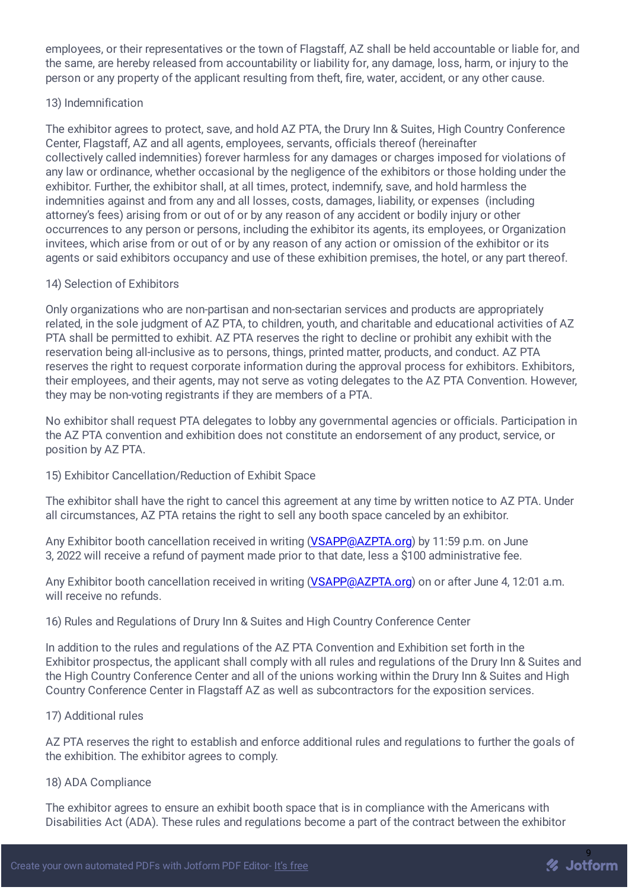employees, or their representatives or the town of Flagstaff, AZ shall be held accountable or liable for, and the same, are hereby released from accountability or liability for, any damage, loss, harm, or injury to the person or any property of the applicant resulting from theft, fire, water, accident, or any other cause.

13) Indemnification

The exhibitor agrees to protect, save, and hold AZ PTA, the Drury Inn & Suites, High Country Conference Center, Flagstaff, AZ and all agents, employees, servants, officials thereof (hereinafter collectively called indemnities) forever harmless for any damages or charges imposed for violations of any law or ordinance, whether occasional by the negligence of the exhibitors or those holding under the exhibitor. Further, the exhibitor shall, at all times, protect, indemnify, save, and hold harmless the indemnities against and from any and all losses, costs, damages, liability, or expenses (including attorney's fees) arising from or out of or by any reason of any accident or bodily injury or other occurrences to any person or persons, including the exhibitor its agents, its employees, or Organization invitees, which arise from or out of or by any reason of any action or omission of the exhibitor or its agents or said exhibitors occupancy and use of these exhibition premises, the hotel, or any part thereof.

14) Selection of Exhibitors

Only organizations who are non-partisan and non-sectarian services and products are appropriately related, in the sole judgment of AZ PTA, to children, youth, and charitable and educational activities of AZ PTA shall be permitted to exhibit. AZ PTA reserves the right to decline or prohibit any exhibit with the reservation being all-inclusive as to persons, things, printed matter, products, and conduct. AZ PTA reserves the right to request corporate information during the approval process for exhibitors. Exhibitors, their employees, and their agents, may not serve as voting delegates to the AZ PTA Convention. However, they may be non-voting registrants if they are members of a PTA.

No exhibitor shall request PTA delegates to lobby any governmental agencies or officials. Participation in the AZ PTA convention and exhibition does not constitute an endorsement of any product, service, or position by AZ PTA.

15) Exhibitor Cancellation/Reduction of Exhibit Space

The exhibitor shall have the right to cancel this agreement at any time by written notice to AZ PTA. Under all circumstances, AZ PTA retains the right to sell any booth space canceled by an exhibitor.

Any Exhibitor booth cancellation received in writing (VSAPP@AZPTA.org) by 11:59 p.m. on June 3, 2022 will receive a refund of payment made prior to that date, less a $100 administrative fee.

Any Exhibitor booth cancellation received in writing (VSAPP@AZPTA.org) on or after June 4, 12:01 a.m. will receive no refunds.

16) Rules and Regulations of Drury Inn & Suites and High Country Conference Center

In addition to the rules and regulations of the AZ PTA Convention and Exhibition set forth in the Exhibitor prospectus, the applicant shall comply with all rules and regulations of the Drury Inn & Suites and the High Country Conference Center and all of the unions working within the Drury Inn & Suites and High Country Conference Center in Flagstaff AZ as well as subcontractors for the exposition services.

17) Additional rules

AZ PTA reserves the right to establish and enforce additional rules and regulations to further the goals of the exhibition. The exhibitor agrees to comply.

18) ADA Compliance

The exhibitor agrees to ensure an exhibit booth space that is in compliance with the Americans with Disabilities Act (ADA). These rules and regulations become a part of the contract between the exhibitor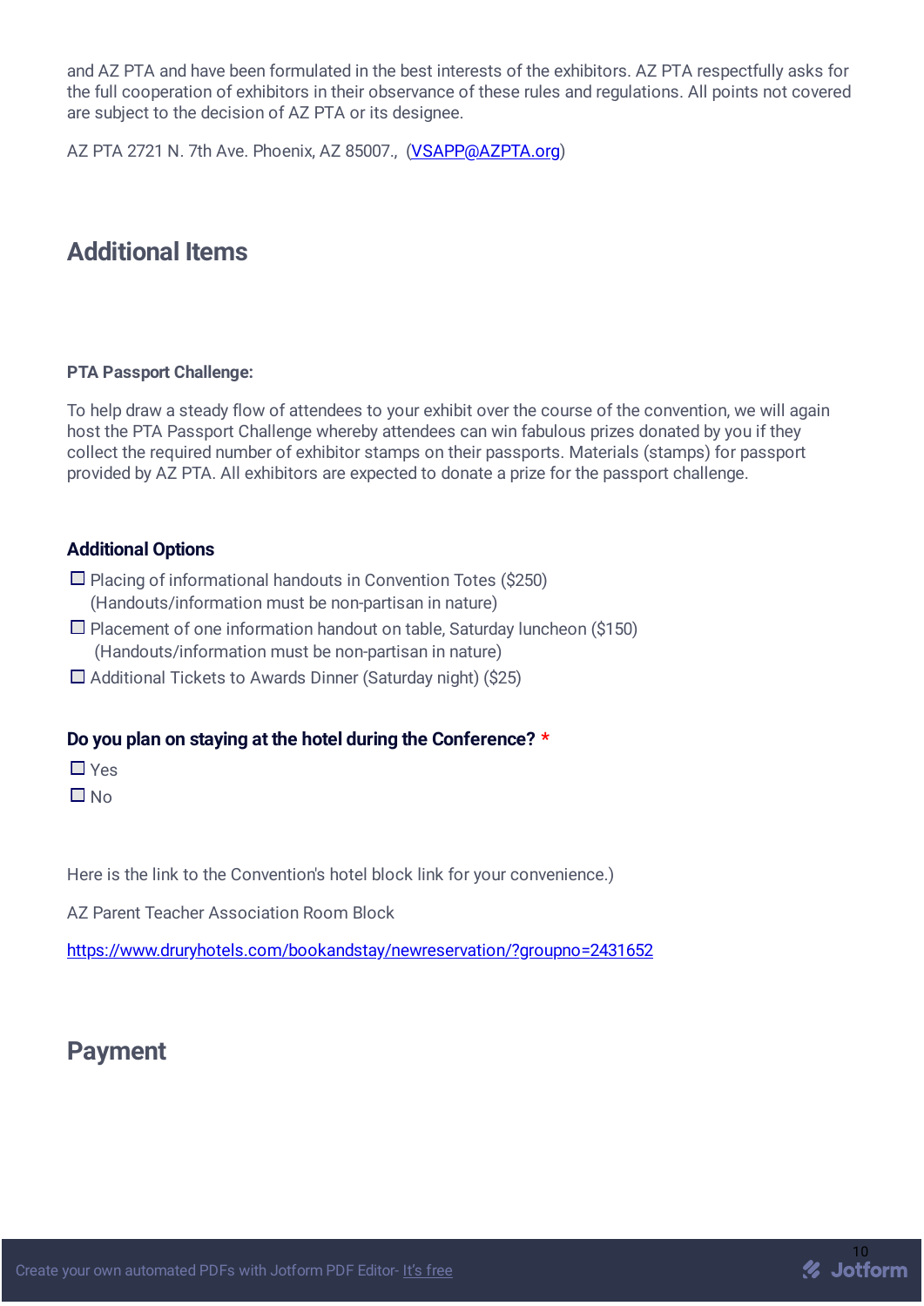and AZ PTA and have been formulated in the best interests of the exhibitors. AZ PTA respectfully asks for the full cooperation of exhibitors in their observance of these rules and regulations. All points not covered are subject to the decision of AZ PTA or its designee.

AZ PTA 2721 N. 7th Ave. Phoenix, AZ 85007., (VSAPP@AZPTA.org)

## Additional Items

**PTA Passport Challenge:**

To help draw a steady flow of attendees to your exhibit over the course of the convention, we will again host the PTA Passport Challenge whereby attendees can win fabulous prizes donated by you if they collect the required number of exhibitor stamps on their passports. Materials (stamps) for passport provided by AZ PTA. All exhibitors are expected to donate a prize for the passport challenge.

### Additional Options

- ☐ Placing of informational handouts in Convention Totes ($250) (Handouts/information must be non-partisan in nature)
- ☐ Placement of one information handout on table, Saturday luncheon ($150) (Handouts/information must be non-partisan in nature)
- ☐ Additional Tickets to Awards Dinner (Saturday night) ($25)

### Do you plan on staying at the hotel during the Conference? *

- ☐ Yes
- ☐ No

Here is the link to the Convention's hotel block link for your convenience.)

AZ Parent Teacher Association Room Block

https://www.druryhotels.com/bookandstay/newreservation/?groupno=2431652

## Payment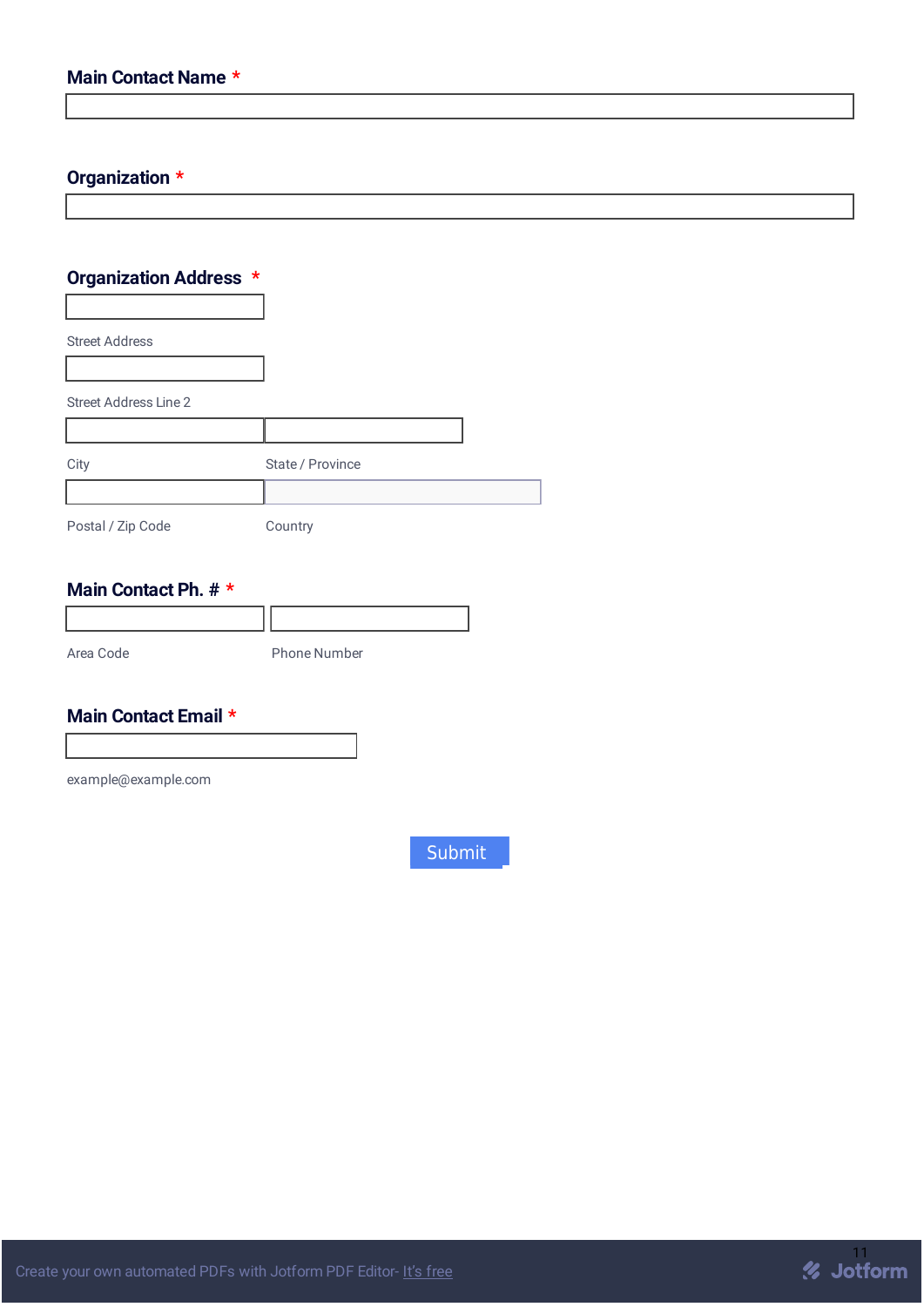**Main Contact Name** *

**Organization** *

**Organization Address** *

Street Address

Street Address Line 2

City

State / Province

Postal / Zip Code

Country

**Main Contact Ph. #** *

Area Code

Phone Number

**Main Contact Email** *

example@example.com

Submit

Create your own automated PDFs with Jotform PDF Editor- It's free